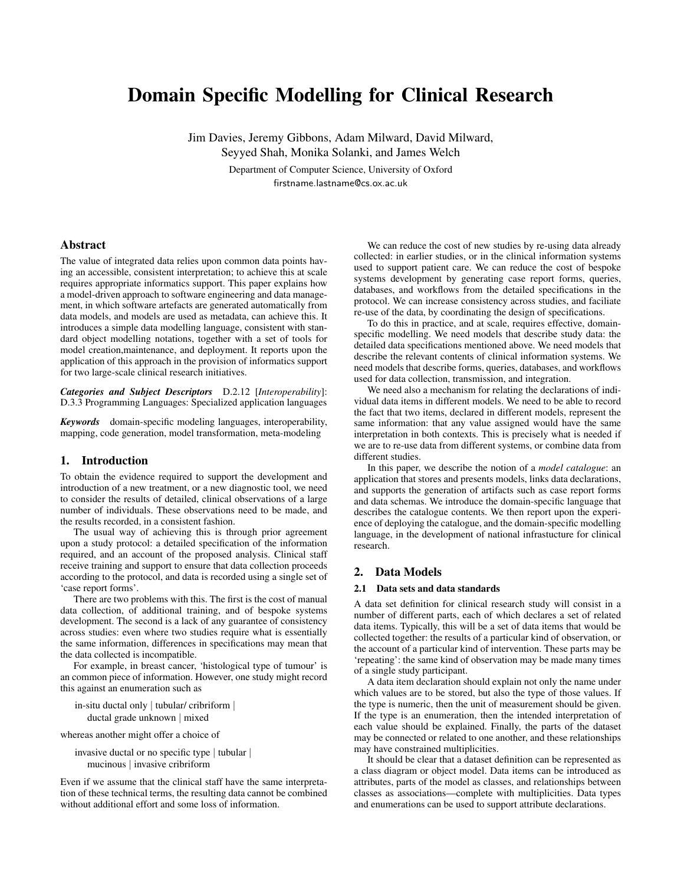# Domain Specific Modelling for Clinical Research

Jim Davies, Jeremy Gibbons, Adam Milward, David Milward, Seyyed Shah, Monika Solanki, and James Welch

Department of Computer Science, University of Oxford
firstname.lastname@cs.ox.ac.uk

## Abstract

The value of integrated data relies upon common data points having an accessible, consistent interpretation; to achieve this at scale requires appropriate informatics support. This paper explains how a model-driven approach to software engineering and data management, in which software artefacts are generated automatically from data models, and models are used as metadata, can achieve this. It introduces a simple data modelling language, consistent with standard object modelling notations, together with a set of tools for model creation,maintenance, and deployment. It reports upon the application of this approach in the provision of informatics support for two large-scale clinical research initiatives.

***Categories and Subject Descriptors*** D.2.12 [*Interoperability*]: D.3.3 Programming Languages: Specialized application languages

***Keywords*** domain-specific modeling languages, interoperability, mapping, code generation, model transformation, meta-modeling

## 1. Introduction

To obtain the evidence required to support the development and introduction of a new treatment, or a new diagnostic tool, we need to consider the results of detailed, clinical observations of a large number of individuals. These observations need to be made, and the results recorded, in a consistent fashion.

The usual way of achieving this is through prior agreement upon a study protocol: a detailed specification of the information required, and an account of the proposed analysis. Clinical staff receive training and support to ensure that data collection proceeds according to the protocol, and data is recorded using a single set of 'case report forms'.

There are two problems with this. The first is the cost of manual data collection, of additional training, and of bespoke systems development. The second is a lack of any guarantee of consistency across studies: even where two studies require what is essentially the same information, differences in specifications may mean that the data collected is incompatible.

For example, in breast cancer, 'histological type of tumour' is an common piece of information. However, one study might record this against an enumeration such as

> in-situ ductal only | tubular/ cribriform | ductal grade unknown | mixed

whereas another might offer a choice of

> invasive ductal or no specific type | tubular | mucinous | invasive cribriform

Even if we assume that the clinical staff have the same interpretation of these technical terms, the resulting data cannot be combined without additional effort and some loss of information.

We can reduce the cost of new studies by re-using data already collected: in earlier studies, or in the clinical information systems used to support patient care. We can reduce the cost of bespoke systems development by generating case report forms, queries, databases, and workflows from the detailed specifications in the protocol. We can increase consistency across studies, and faciliate re-use of the data, by coordinating the design of specifications.

To do this in practice, and at scale, requires effective, domain-specific modelling. We need models that describe study data: the detailed data specifications mentioned above. We need models that describe the relevant contents of clinical information systems. We need models that describe forms, queries, databases, and workflows used for data collection, transmission, and integration.

We need also a mechanism for relating the declarations of individual data items in different models. We need to be able to record the fact that two items, declared in different models, represent the same information: that any value assigned would have the same interpretation in both contexts. This is precisely what is needed if we are to re-use data from different systems, or combine data from different studies.

In this paper, we describe the notion of a *model catalogue*: an application that stores and presents models, links data declarations, and supports the generation of artifacts such as case report forms and data schemas. We introduce the domain-specific language that describes the catalogue contents. We then report upon the experience of deploying the catalogue, and the domain-specific modelling language, in the development of national infrastucture for clinical research.

## 2. Data Models

### 2.1 Data sets and data standards

A data set definition for clinical research study will consist in a number of different parts, each of which declares a set of related data items. Typically, this will be a set of data items that would be collected together: the results of a particular kind of observation, or the account of a particular kind of intervention. These parts may be 'repeating': the same kind of observation may be made many times of a single study participant.

A data item declaration should explain not only the name under which values are to be stored, but also the type of those values. If the type is numeric, then the unit of measurement should be given. If the type is an enumeration, then the intended interpretation of each value should be explained. Finally, the parts of the dataset may be connected or related to one another, and these relationships may have constrained multiplicities.

It should be clear that a dataset definition can be represented as a class diagram or object model. Data items can be introduced as attributes, parts of the model as classes, and relationships between classes as associations—complete with multiplicities. Data types and enumerations can be used to support attribute declarations.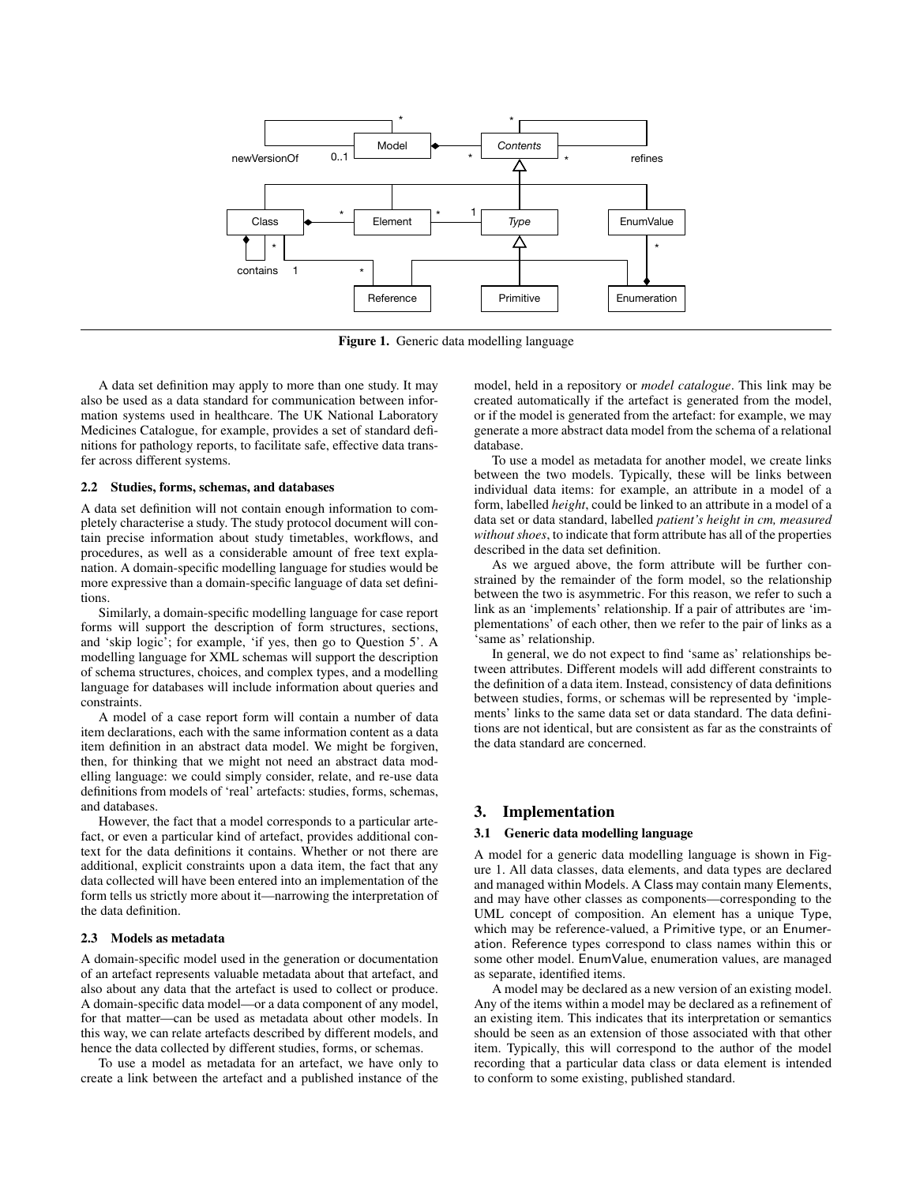**Figure 1.** Generic data modelling language

A data set definition may apply to more than one study. It may also be used as a data standard for communication between information systems used in healthcare. The UK National Laboratory Medicines Catalogue, for example, provides a set of standard definitions for pathology reports, to facilitate safe, effective data transfer across different systems.

### 2.2 Studies, forms, schemas, and databases

A data set definition will not contain enough information to completely characterise a study. The study protocol document will contain precise information about study timetables, workflows, and procedures, as well as a considerable amount of free text explanation. A domain-specific modelling language for studies would be more expressive than a domain-specific language of data set definitions.

Similarly, a domain-specific modelling language for case report forms will support the description of form structures, sections, and 'skip logic'; for example, 'if yes, then go to Question 5'. A modelling language for XML schemas will support the description of schema structures, choices, and complex types, and a modelling language for databases will include information about queries and constraints.

A model of a case report form will contain a number of data item declarations, each with the same information content as a data item definition in an abstract data model. We might be forgiven, then, for thinking that we might not need an abstract data modelling language: we could simply consider, relate, and re-use data definitions from models of 'real' artefacts: studies, forms, schemas, and databases.

However, the fact that a model corresponds to a particular artefact, or even a particular kind of artefact, provides additional context for the data definitions it contains. Whether or not there are additional, explicit constraints upon a data item, the fact that any data collected will have been entered into an implementation of the form tells us strictly more about it—narrowing the interpretation of the data definition.

### 2.3 Models as metadata

A domain-specific model used in the generation or documentation of an artefact represents valuable metadata about that artefact, and also about any data that the artefact is used to collect or produce. A domain-specific data model—or a data component of any model, for that matter—can be used as metadata about other models. In this way, we can relate artefacts described by different models, and hence the data collected by different studies, forms, or schemas.

To use a model as metadata for an artefact, we have only to create a link between the artefact and a published instance of the model, held in a repository or *model catalogue*. This link may be created automatically if the artefact is generated from the model, or if the model is generated from the artefact: for example, we may generate a more abstract data model from the schema of a relational database.

To use a model as metadata for another model, we create links between the two models. Typically, these will be links between individual data items: for example, an attribute in a model of a form, labelled *height*, could be linked to an attribute in a model of a data set or data standard, labelled *patient's height in cm, measured without shoes*, to indicate that form attribute has all of the properties described in the data set definition.

As we argued above, the form attribute will be further constrained by the remainder of the form model, so the relationship between the two is asymmetric. For this reason, we refer to such a link as an 'implements' relationship. If a pair of attributes are 'implementations' of each other, then we refer to the pair of links as a 'same as' relationship.

In general, we do not expect to find 'same as' relationships between attributes. Different models will add different constraints to the definition of a data item. Instead, consistency of data definitions between studies, forms, or schemas will be represented by 'implements' links to the same data set or data standard. The data definitions are not identical, but are consistent as far as the constraints of the data standard are concerned.

## 3. Implementation

### 3.1 Generic data modelling language

A model for a generic data modelling language is shown in Figure 1. All data classes, data elements, and data types are declared and managed within Models. A Class may contain many Elements, and may have other classes as components—corresponding to the UML concept of composition. An element has a unique Type, which may be reference-valued, a Primitive type, or an Enumeration. Reference types correspond to class names within this or some other model. EnumValue, enumeration values, are managed as separate, identified items.

A model may be declared as a new version of an existing model. Any of the items within a model may be declared as a refinement of an existing item. This indicates that its interpretation or semantics should be seen as an extension of those associated with that other item. Typically, this will correspond to the author of the model recording that a particular data class or data element is intended to conform to some existing, published standard.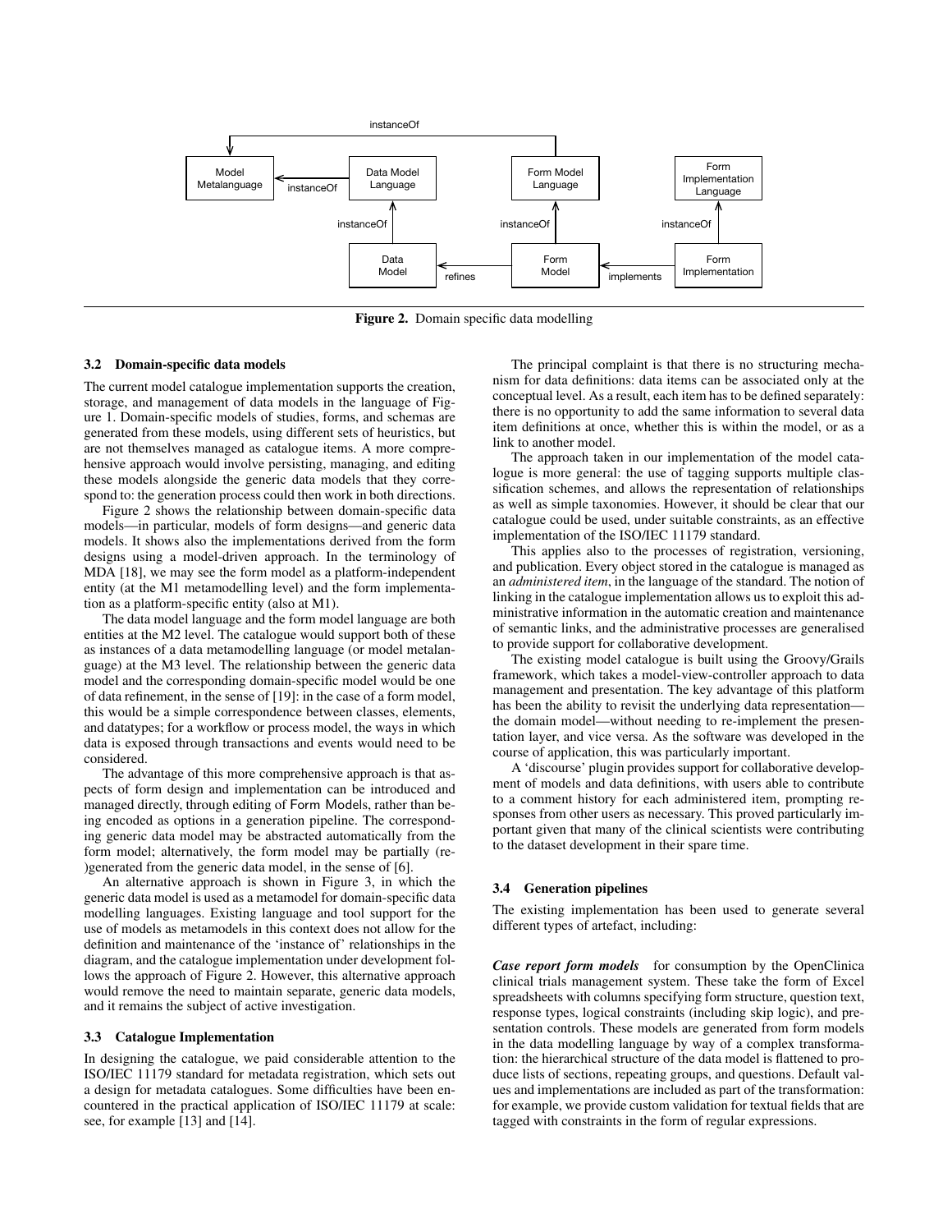**Figure 2.** Domain specific data modelling

### 3.2 Domain-specific data models

The current model catalogue implementation supports the creation, storage, and management of data models in the language of Figure 1. Domain-specific models of studies, forms, and schemas are generated from these models, using different sets of heuristics, but are not themselves managed as catalogue items. A more comprehensive approach would involve persisting, managing, and editing these models alongside the generic data models that they correspond to: the generation process could then work in both directions.

Figure 2 shows the relationship between domain-specific data models—in particular, models of form designs—and generic data models. It shows also the implementations derived from the form designs using a model-driven approach. In the terminology of MDA [18], we may see the form model as a platform-independent entity (at the M1 metamodelling level) and the form implementation as a platform-specific entity (also at M1).

The data model language and the form model language are both entities at the M2 level. The catalogue would support both of these as instances of a data metamodelling language (or model metalanguage) at the M3 level. The relationship between the generic data model and the corresponding domain-specific model would be one of data refinement, in the sense of [19]: in the case of a form model, this would be a simple correspondence between classes, elements, and datatypes; for a workflow or process model, the ways in which data is exposed through transactions and events would need to be considered.

The advantage of this more comprehensive approach is that aspects of form design and implementation can be introduced and managed directly, through editing of Form Models, rather than being encoded as options in a generation pipeline. The corresponding generic data model may be abstracted automatically from the form model; alternatively, the form model may be partially (re-)generated from the generic data model, in the sense of [6].

An alternative approach is shown in Figure 3, in which the generic data model is used as a metamodel for domain-specific data modelling languages. Existing language and tool support for the use of models as metamodels in this context does not allow for the definition and maintenance of the 'instance of' relationships in the diagram, and the catalogue implementation under development follows the approach of Figure 2. However, this alternative approach would remove the need to maintain separate, generic data models, and it remains the subject of active investigation.

### 3.3 Catalogue Implementation

In designing the catalogue, we paid considerable attention to the ISO/IEC 11179 standard for metadata registration, which sets out a design for metadata catalogues. Some difficulties have been encountered in the practical application of ISO/IEC 11179 at scale: see, for example [13] and [14].

The principal complaint is that there is no structuring mechanism for data definitions: data items can be associated only at the conceptual level. As a result, each item has to be defined separately: there is no opportunity to add the same information to several data item definitions at once, whether this is within the model, or as a link to another model.

The approach taken in our implementation of the model catalogue is more general: the use of tagging supports multiple classification schemes, and allows the representation of relationships as well as simple taxonomies. However, it should be clear that our catalogue could be used, under suitable constraints, as an effective implementation of the ISO/IEC 11179 standard.

This applies also to the processes of registration, versioning, and publication. Every object stored in the catalogue is managed as an *administered item*, in the language of the standard. The notion of linking in the catalogue implementation allows us to exploit this administrative information in the automatic creation and maintenance of semantic links, and the administrative processes are generalised to provide support for collaborative development.

The existing model catalogue is built using the Groovy/Grails framework, which takes a model-view-controller approach to data management and presentation. The key advantage of this platform has been the ability to revisit the underlying data representation—the domain model—without needing to re-implement the presentation layer, and vice versa. As the software was developed in the course of application, this was particularly important.

A 'discourse' plugin provides support for collaborative development of models and data definitions, with users able to contribute to a comment history for each administered item, prompting responses from other users as necessary. This proved particularly important given that many of the clinical scientists were contributing to the dataset development in their spare time.

### 3.4 Generation pipelines

The existing implementation has been used to generate several different types of artefact, including:

***Case report form models*** for consumption by the OpenClinica clinical trials management system. These take the form of Excel spreadsheets with columns specifying form structure, question text, response types, logical constraints (including skip logic), and presentation controls. These models are generated from form models in the data modelling language by way of a complex transformation: the hierarchical structure of the data model is flattened to produce lists of sections, repeating groups, and questions. Default values and implementations are included as part of the transformation: for example, we provide custom validation for textual fields that are tagged with constraints in the form of regular expressions.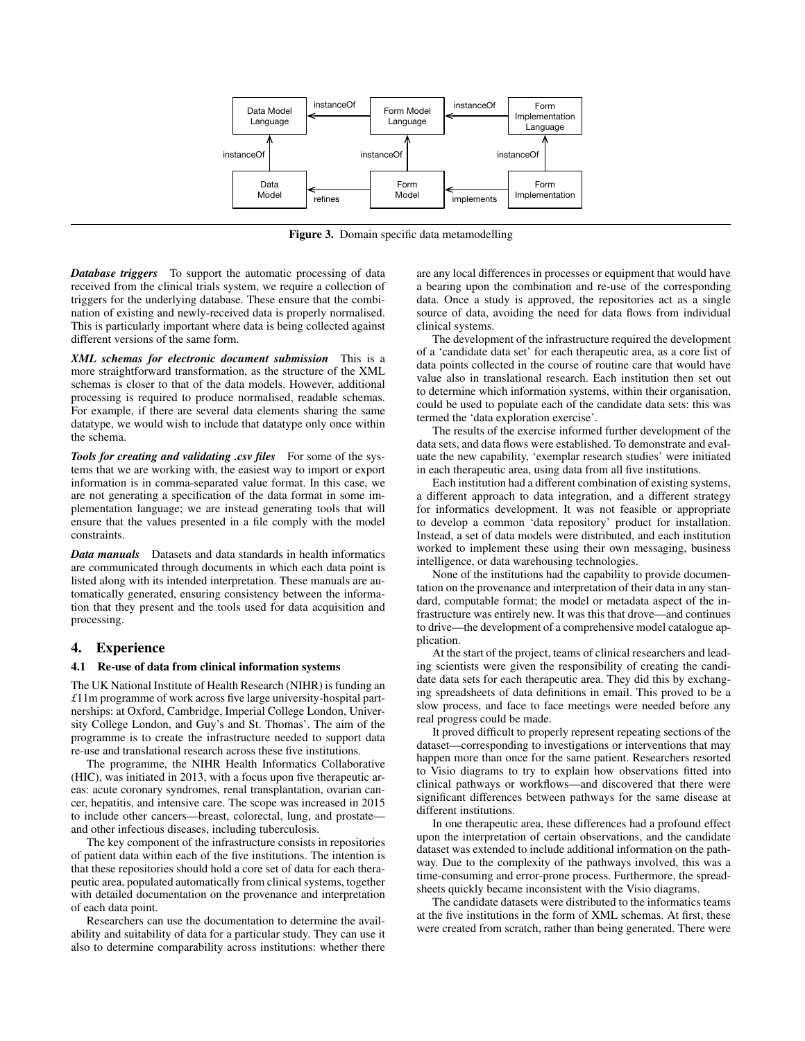Figure 3. Domain specific data metamodelling

***Database triggers*** To support the automatic processing of data received from the clinical trials system, we require a collection of triggers for the underlying database. These ensure that the combination of existing and newly-received data is properly normalised. This is particularly important where data is being collected against different versions of the same form.

***XML schemas for electronic document submission*** This is a more straightforward transformation, as the structure of the XML schemas is closer to that of the data models. However, additional processing is required to produce normalised, readable schemas. For example, if there are several data elements sharing the same datatype, we would wish to include that datatype only once within the schema.

***Tools for creating and validating .csv files*** For some of the systems that we are working with, the easiest way to import or export information is in comma-separated value format. In this case, we are not generating a specification of the data format in some implementation language; we are instead generating tools that will ensure that the values presented in a file comply with the model constraints.

***Data manuals*** Datasets and data standards in health informatics are communicated through documents in which each data point is listed along with its intended interpretation. These manuals are automatically generated, ensuring consistency between the information that they present and the tools used for data acquisition and processing.

## 4. Experience

### 4.1 Re-use of data from clinical information systems

The UK National Institute of Health Research (NIHR) is funding an £11m programme of work across five large university-hospital partnerships: at Oxford, Cambridge, Imperial College London, University College London, and Guy's and St. Thomas'. The aim of the programme is to create the infrastructure needed to support data re-use and translational research across these five institutions.

The programme, the NIHR Health Informatics Collaborative (HIC), was initiated in 2013, with a focus upon five therapeutic areas: acute coronary syndromes, renal transplantation, ovarian cancer, hepatitis, and intensive care. The scope was increased in 2015 to include other cancers—breast, colorectal, lung, and prostate—and other infectious diseases, including tuberculosis.

The key component of the infrastructure consists in repositories of patient data within each of the five institutions. The intention is that these repositories should hold a core set of data for each therapeutic area, populated automatically from clinical systems, together with detailed documentation on the provenance and interpretation of each data point.

Researchers can use the documentation to determine the availability and suitability of data for a particular study. They can use it also to determine comparability across institutions: whether there are any local differences in processes or equipment that would have a bearing upon the combination and re-use of the corresponding data. Once a study is approved, the repositories act as a single source of data, avoiding the need for data flows from individual clinical systems.

The development of the infrastructure required the development of a 'candidate data set' for each therapeutic area, as a core list of data points collected in the course of routine care that would have value also in translational research. Each institution then set out to determine which information systems, within their organisation, could be used to populate each of the candidate data sets: this was termed the 'data exploration exercise'.

The results of the exercise informed further development of the data sets, and data flows were established. To demonstrate and evaluate the new capability, 'exemplar research studies' were initiated in each therapeutic area, using data from all five institutions.

Each institution had a different combination of existing systems, a different approach to data integration, and a different strategy for informatics development. It was not feasible or appropriate to develop a common 'data repository' product for installation. Instead, a set of data models were distributed, and each institution worked to implement these using their own messaging, business intelligence, or data warehousing technologies.

None of the institutions had the capability to provide documentation on the provenance and interpretation of their data in any standard, computable format; the model or metadata aspect of the infrastructure was entirely new. It was this that drove—and continues to drive—the development of a comprehensive model catalogue application.

At the start of the project, teams of clinical researchers and leading scientists were given the responsibility of creating the candidate data sets for each therapeutic area. They did this by exchanging spreadsheets of data definitions in email. This proved to be a slow process, and face to face meetings were needed before any real progress could be made.

It proved difficult to properly represent repeating sections of the dataset—corresponding to investigations or interventions that may happen more than once for the same patient. Researchers resorted to Visio diagrams to try to explain how observations fitted into clinical pathways or workflows—and discovered that there were significant differences between pathways for the same disease at different institutions.

In one therapeutic area, these differences had a profound effect upon the interpretation of certain observations, and the candidate dataset was extended to include additional information on the pathway. Due to the complexity of the pathways involved, this was a time-consuming and error-prone process. Furthermore, the spreadsheets quickly became inconsistent with the Visio diagrams.

The candidate datasets were distributed to the informatics teams at the five institutions in the form of XML schemas. At first, these were created from scratch, rather than being generated. There were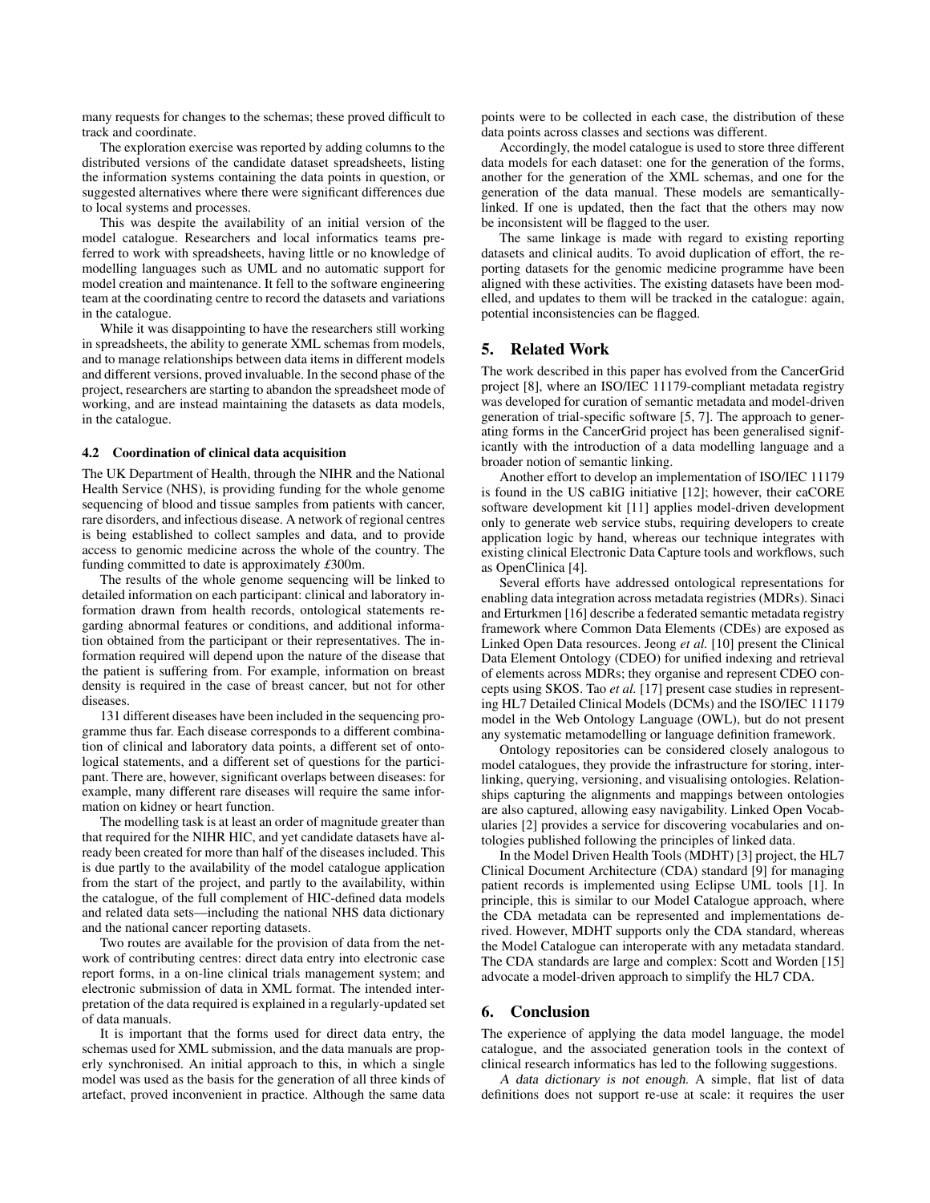many requests for changes to the schemas; these proved difficult to track and coordinate.

The exploration exercise was reported by adding columns to the distributed versions of the candidate dataset spreadsheets, listing the information systems containing the data points in question, or suggested alternatives where there were significant differences due to local systems and processes.

This was despite the availability of an initial version of the model catalogue. Researchers and local informatics teams preferred to work with spreadsheets, having little or no knowledge of modelling languages such as UML and no automatic support for model creation and maintenance. It fell to the software engineering team at the coordinating centre to record the datasets and variations in the catalogue.

While it was disappointing to have the researchers still working in spreadsheets, the ability to generate XML schemas from models, and to manage relationships between data items in different models and different versions, proved invaluable. In the second phase of the project, researchers are starting to abandon the spreadsheet mode of working, and are instead maintaining the datasets as data models, in the catalogue.

### 4.2 Coordination of clinical data acquisition

The UK Department of Health, through the NIHR and the National Health Service (NHS), is providing funding for the whole genome sequencing of blood and tissue samples from patients with cancer, rare disorders, and infectious disease. A network of regional centres is being established to collect samples and data, and to provide access to genomic medicine across the whole of the country. The funding committed to date is approximately £300m.

The results of the whole genome sequencing will be linked to detailed information on each participant: clinical and laboratory information drawn from health records, ontological statements regarding abnormal features or conditions, and additional information obtained from the participant or their representatives. The information required will depend upon the nature of the disease that the patient is suffering from. For example, information on breast density is required in the case of breast cancer, but not for other diseases.

131 different diseases have been included in the sequencing programme thus far. Each disease corresponds to a different combination of clinical and laboratory data points, a different set of ontological statements, and a different set of questions for the participant. There are, however, significant overlaps between diseases: for example, many different rare diseases will require the same information on kidney or heart function.

The modelling task is at least an order of magnitude greater than that required for the NIHR HIC, and yet candidate datasets have already been created for more than half of the diseases included. This is due partly to the availability of the model catalogue application from the start of the project, and partly to the availability, within the catalogue, of the full complement of HIC-defined data models and related data sets—including the national NHS data dictionary and the national cancer reporting datasets.

Two routes are available for the provision of data from the network of contributing centres: direct data entry into electronic case report forms, in a on-line clinical trials management system; and electronic submission of data in XML format. The intended interpretation of the data required is explained in a regularly-updated set of data manuals.

It is important that the forms used for direct data entry, the schemas used for XML submission, and the data manuals are properly synchronised. An initial approach to this, in which a single model was used as the basis for the generation of all three kinds of artefact, proved inconvenient in practice. Although the same data points were to be collected in each case, the distribution of these data points across classes and sections was different.

Accordingly, the model catalogue is used to store three different data models for each dataset: one for the generation of the forms, another for the generation of the XML schemas, and one for the generation of the data manual. These models are semantically-linked. If one is updated, then the fact that the others may now be inconsistent will be flagged to the user.

The same linkage is made with regard to existing reporting datasets and clinical audits. To avoid duplication of effort, the reporting datasets for the genomic medicine programme have been aligned with these activities. The existing datasets have been modelled, and updates to them will be tracked in the catalogue: again, potential inconsistencies can be flagged.

## 5. Related Work

The work described in this paper has evolved from the CancerGrid project [8], where an ISO/IEC 11179-compliant metadata registry was developed for curation of semantic metadata and model-driven generation of trial-specific software [5, 7]. The approach to generating forms in the CancerGrid project has been generalised significantly with the introduction of a data modelling language and a broader notion of semantic linking.

Another effort to develop an implementation of ISO/IEC 11179 is found in the US caBIG initiative [12]; however, their caCORE software development kit [11] applies model-driven development only to generate web service stubs, requiring developers to create application logic by hand, whereas our technique integrates with existing clinical Electronic Data Capture tools and workflows, such as OpenClinica [4].

Several efforts have addressed ontological representations for enabling data integration across metadata registries (MDRs). Sinaci and Erturkmen [16] describe a federated semantic metadata registry framework where Common Data Elements (CDEs) are exposed as Linked Open Data resources. Jeong *et al.* [10] present the Clinical Data Element Ontology (CDEO) for unified indexing and retrieval of elements across MDRs; they organise and represent CDEO concepts using SKOS. Tao *et al.* [17] present case studies in representing HL7 Detailed Clinical Models (DCMs) and the ISO/IEC 11179 model in the Web Ontology Language (OWL), but do not present any systematic metamodelling or language definition framework.

Ontology repositories can be considered closely analogous to model catalogues, they provide the infrastructure for storing, interlinking, querying, versioning, and visualising ontologies. Relationships capturing the alignments and mappings between ontologies are also captured, allowing easy navigability. Linked Open Vocabularies [2] provides a service for discovering vocabularies and ontologies published following the principles of linked data.

In the Model Driven Health Tools (MDHT) [3] project, the HL7 Clinical Document Architecture (CDA) standard [9] for managing patient records is implemented using Eclipse UML tools [1]. In principle, this is similar to our Model Catalogue approach, where the CDA metadata can be represented and implementations derived. However, MDHT supports only the CDA standard, whereas the Model Catalogue can interoperate with any metadata standard. The CDA standards are large and complex: Scott and Worden [15] advocate a model-driven approach to simplify the HL7 CDA.

## 6. Conclusion

The experience of applying the data model language, the model catalogue, and the associated generation tools in the context of clinical research informatics has led to the following suggestions.

*A data dictionary is not enough.* A simple, flat list of data definitions does not support re-use at scale: it requires the user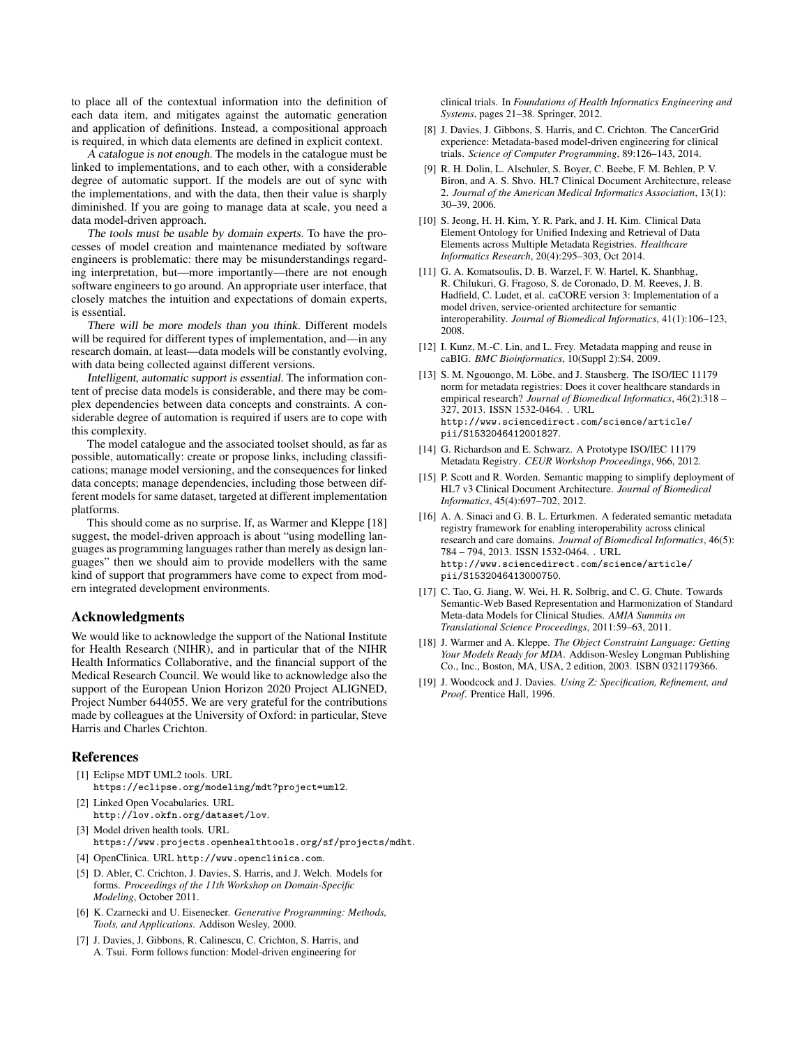to place all of the contextual information into the definition of each data item, and mitigates against the automatic generation and application of definitions. Instead, a compositional approach is required, in which data elements are defined in explicit context.

*A catalogue is not enough.* The models in the catalogue must be linked to implementations, and to each other, with a considerable degree of automatic support. If the models are out of sync with the implementations, and with the data, then their value is sharply diminished. If you are going to manage data at scale, you need a data model-driven approach.

*The tools must be usable by domain experts.* To have the processes of model creation and maintenance mediated by software engineers is problematic: there may be misunderstandings regarding interpretation, but—more importantly—there are not enough software engineers to go around. An appropriate user interface, that closely matches the intuition and expectations of domain experts, is essential.

*There will be more models than you think.* Different models will be required for different types of implementation, and—in any research domain, at least—data models will be constantly evolving, with data being collected against different versions.

*Intelligent, automatic support is essential.* The information content of precise data models is considerable, and there may be complex dependencies between data concepts and constraints. A considerable degree of automation is required if users are to cope with this complexity.

The model catalogue and the associated toolset should, as far as possible, automatically: create or propose links, including classifications; manage model versioning, and the consequences for linked data concepts; manage dependencies, including those between different models for same dataset, targeted at different implementation platforms.

This should come as no surprise. If, as Warmer and Kleppe [18] suggest, the model-driven approach is about "using modelling languages as programming languages rather than merely as design languages" then we should aim to provide modellers with the same kind of support that programmers have come to expect from modern integrated development environments.

## Acknowledgments

We would like to acknowledge the support of the National Institute for Health Research (NIHR), and in particular that of the NIHR Health Informatics Collaborative, and the financial support of the Medical Research Council. We would like to acknowledge also the support of the European Union Horizon 2020 Project ALIGNED, Project Number 644055. We are very grateful for the contributions made by colleagues at the University of Oxford: in particular, Steve Harris and Charles Crichton.

## References

[1] Eclipse MDT UML2 tools. URL https://eclipse.org/modeling/mdt?project=uml2.

[2] Linked Open Vocabularies. URL http://lov.okfn.org/dataset/lov.

[3] Model driven health tools. URL https://www.projects.openhealthtools.org/sf/projects/mdht.

[4] OpenClinica. URL http://www.openclinica.com.

[5] D. Abler, C. Crichton, J. Davies, S. Harris, and J. Welch. Models for forms. *Proceedings of the 11th Workshop on Domain-Specific Modeling*, October 2011.

[6] K. Czarnecki and U. Eisenecker. *Generative Programming: Methods, Tools, and Applications*. Addison Wesley, 2000.

[7] J. Davies, J. Gibbons, R. Calinescu, C. Crichton, S. Harris, and A. Tsui. Form follows function: Model-driven engineering for clinical trials. In *Foundations of Health Informatics Engineering and Systems*, pages 21–38. Springer, 2012.

[8] J. Davies, J. Gibbons, S. Harris, and C. Crichton. The CancerGrid experience: Metadata-based model-driven engineering for clinical trials. *Science of Computer Programming*, 89:126–143, 2014.

[9] R. H. Dolin, L. Alschuler, S. Boyer, C. Beebe, F. M. Behlen, P. V. Biron, and A. S. Shvo. HL7 Clinical Document Architecture, release 2. *Journal of the American Medical Informatics Association*, 13(1): 30–39, 2006.

[10] S. Jeong, H. H. Kim, Y. R. Park, and J. H. Kim. Clinical Data Element Ontology for Unified Indexing and Retrieval of Data Elements across Multiple Metadata Registries. *Healthcare Informatics Research*, 20(4):295–303, Oct 2014.

[11] G. A. Komatsoulis, D. B. Warzel, F. W. Hartel, K. Shanbhag, R. Chilukuri, G. Fragoso, S. de Coronado, D. M. Reeves, J. B. Hadfield, C. Ludet, et al. caCORE version 3: Implementation of a model driven, service-oriented architecture for semantic interoperability. *Journal of Biomedical Informatics*, 41(1):106–123, 2008.

[12] I. Kunz, M.-C. Lin, and L. Frey. Metadata mapping and reuse in caBIG. *BMC Bioinformatics*, 10(Suppl 2):S4, 2009.

[13] S. M. Ngouongo, M. Löbe, and J. Stausberg. The ISO/IEC 11179 norm for metadata registries: Does it cover healthcare standards in empirical research? *Journal of Biomedical Informatics*, 46(2):318 – 327, 2013. ISSN 1532-0464. . URL http://www.sciencedirect.com/science/article/pii/S1532046412001827.

[14] G. Richardson and E. Schwarz. A Prototype ISO/IEC 11179 Metadata Registry. *CEUR Workshop Proceedings*, 966, 2012.

[15] P. Scott and R. Worden. Semantic mapping to simplify deployment of HL7 v3 Clinical Document Architecture. *Journal of Biomedical Informatics*, 45(4):697–702, 2012.

[16] A. A. Sinaci and G. B. L. Erturkmen. A federated semantic metadata registry framework for enabling interoperability across clinical research and care domains. *Journal of Biomedical Informatics*, 46(5): 784 – 794, 2013. ISSN 1532-0464. . URL http://www.sciencedirect.com/science/article/pii/S1532046413000750.

[17] C. Tao, G. Jiang, W. Wei, H. R. Solbrig, and C. G. Chute. Towards Semantic-Web Based Representation and Harmonization of Standard Meta-data Models for Clinical Studies. *AMIA Summits on Translational Science Proceedings*, 2011:59–63, 2011.

[18] J. Warmer and A. Kleppe. *The Object Constraint Language: Getting Your Models Ready for MDA*. Addison-Wesley Longman Publishing Co., Inc., Boston, MA, USA, 2 edition, 2003. ISBN 0321179366.

[19] J. Woodcock and J. Davies. *Using Z: Specification, Refinement, and Proof*. Prentice Hall, 1996.